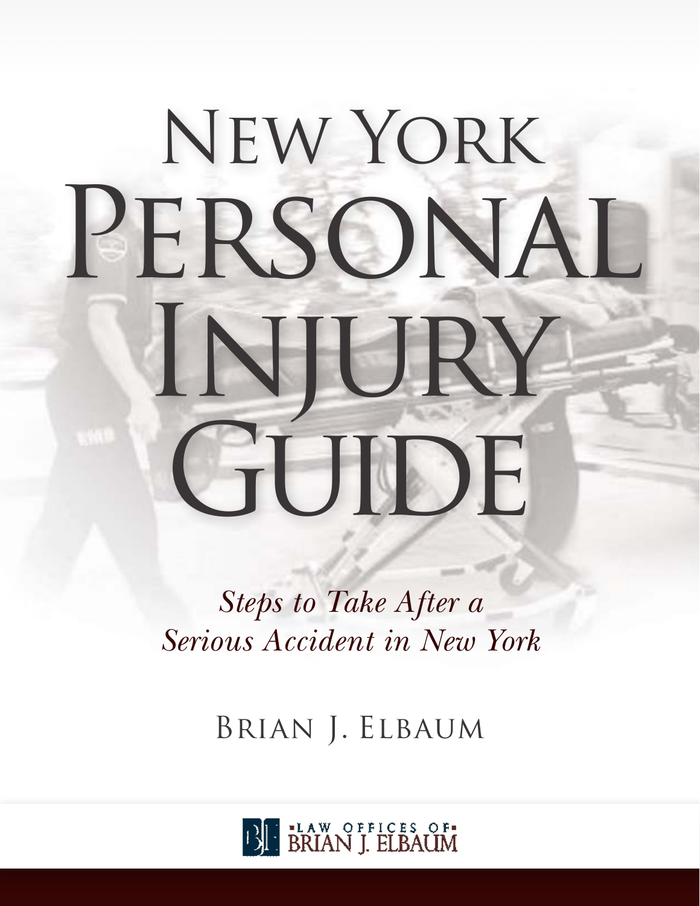# New York Personal Injury Guide

*Steps to Take After a Serious Accident in New York*

Brian J. Elbaum

Law Offices of Brian J. Elbaum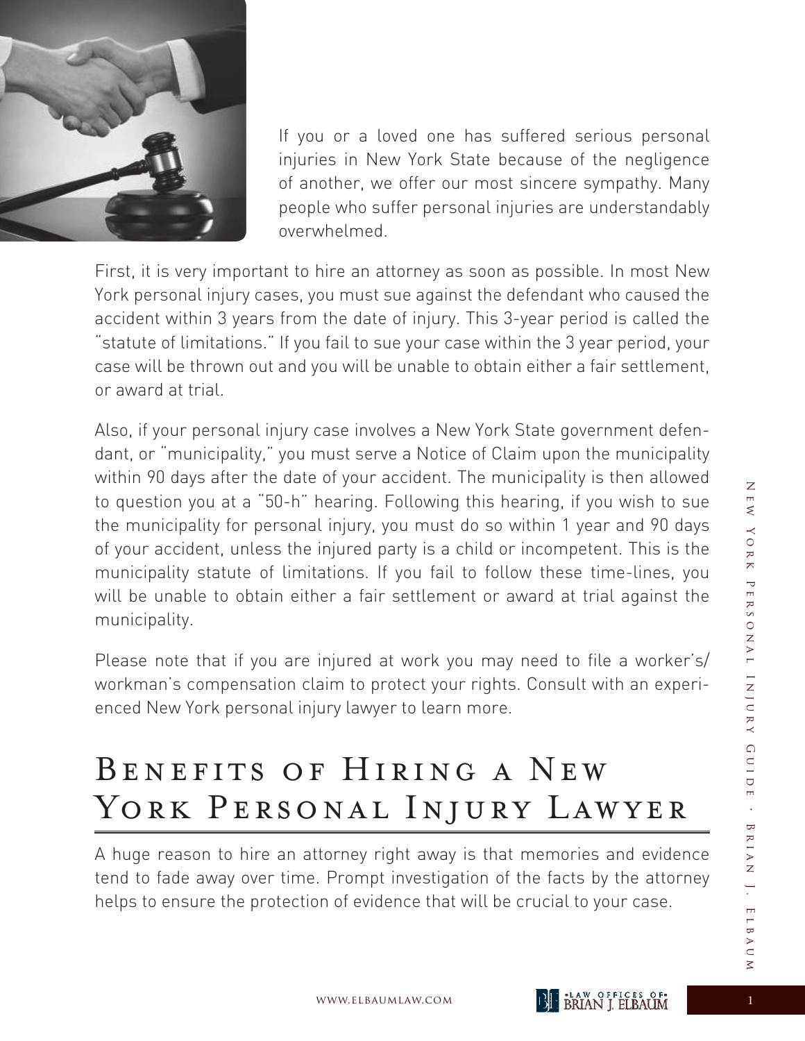If you or a loved one has suffered serious personal injuries in New York State because of the negligence of another, we offer our most sincere sympathy. Many people who suffer personal injuries are understandably overwhelmed.

First, it is very important to hire an attorney as soon as possible. In most New York personal injury cases, you must sue against the defendant who caused the accident within 3 years from the date of injury. This 3-year period is called the "statute of limitations." If you fail to sue your case within the 3 year period, your case will be thrown out and you will be unable to obtain either a fair settlement, or award at trial.

Also, if your personal injury case involves a New York State government defendant, or "municipality," you must serve a Notice of Claim upon the municipality within 90 days after the date of your accident. The municipality is then allowed to question you at a "50-h" hearing. Following this hearing, if you wish to sue the municipality for personal injury, you must do so within 1 year and 90 days of your accident, unless the injured party is a child or incompetent. This is the municipality statute of limitations. If you fail to follow these time-lines, you will be unable to obtain either a fair settlement or award at trial against the municipality.

Please note that if you are injured at work you may need to file a worker's/workman's compensation claim to protect your rights. Consult with an experienced New York personal injury lawyer to learn more.

# Benefits of Hiring a New York Personal Injury Lawyer

A huge reason to hire an attorney right away is that memories and evidence tend to fade away over time. Prompt investigation of the facts by the attorney helps to ensure the protection of evidence that will be crucial to your case.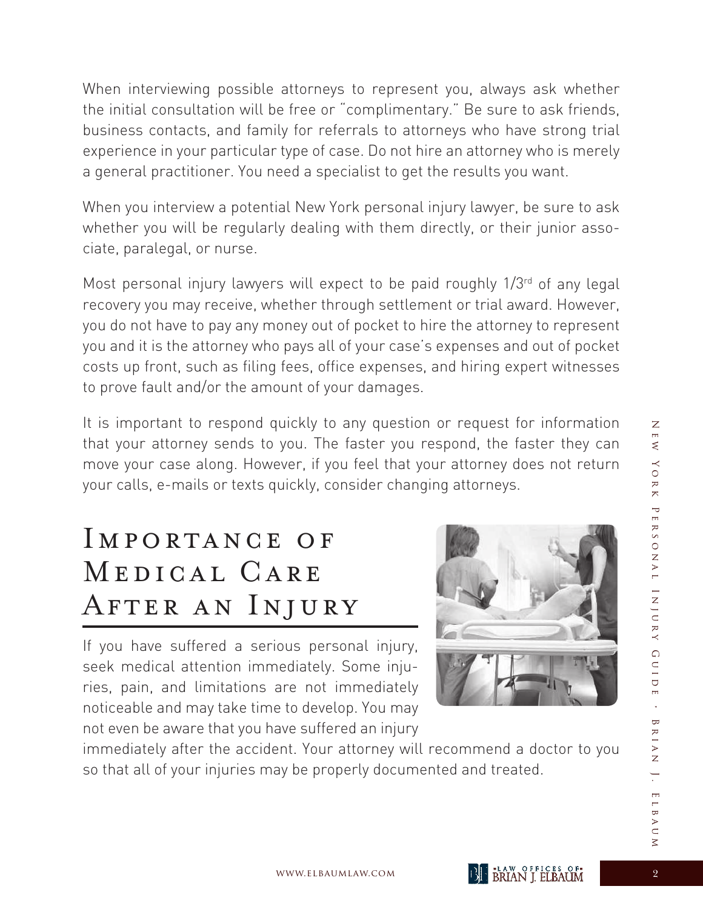When interviewing possible attorneys to represent you, always ask whether the initial consultation will be free or "complimentary." Be sure to ask friends, business contacts, and family for referrals to attorneys who have strong trial experience in your particular type of case. Do not hire an attorney who is merely a general practitioner. You need a specialist to get the results you want.

When you interview a potential New York personal injury lawyer, be sure to ask whether you will be regularly dealing with them directly, or their junior associate, paralegal, or nurse.

Most personal injury lawyers will expect to be paid roughly 1/3rd of any legal recovery you may receive, whether through settlement or trial award. However, you do not have to pay any money out of pocket to hire the attorney to represent you and it is the attorney who pays all of your case's expenses and out of pocket costs up front, such as filing fees, office expenses, and hiring expert witnesses to prove fault and/or the amount of your damages.

It is important to respond quickly to any question or request for information that your attorney sends to you. The faster you respond, the faster they can move your case along. However, if you feel that your attorney does not return your calls, e-mails or texts quickly, consider changing attorneys.

## Importance of Medical Care After an Injury

If you have suffered a serious personal injury, seek medical attention immediately. Some injuries, pain, and limitations are not immediately noticeable and may take time to develop. You may not even be aware that you have suffered an injury immediately after the accident. Your attorney will recommend a doctor to you so that all of your injuries may be properly documented and treated.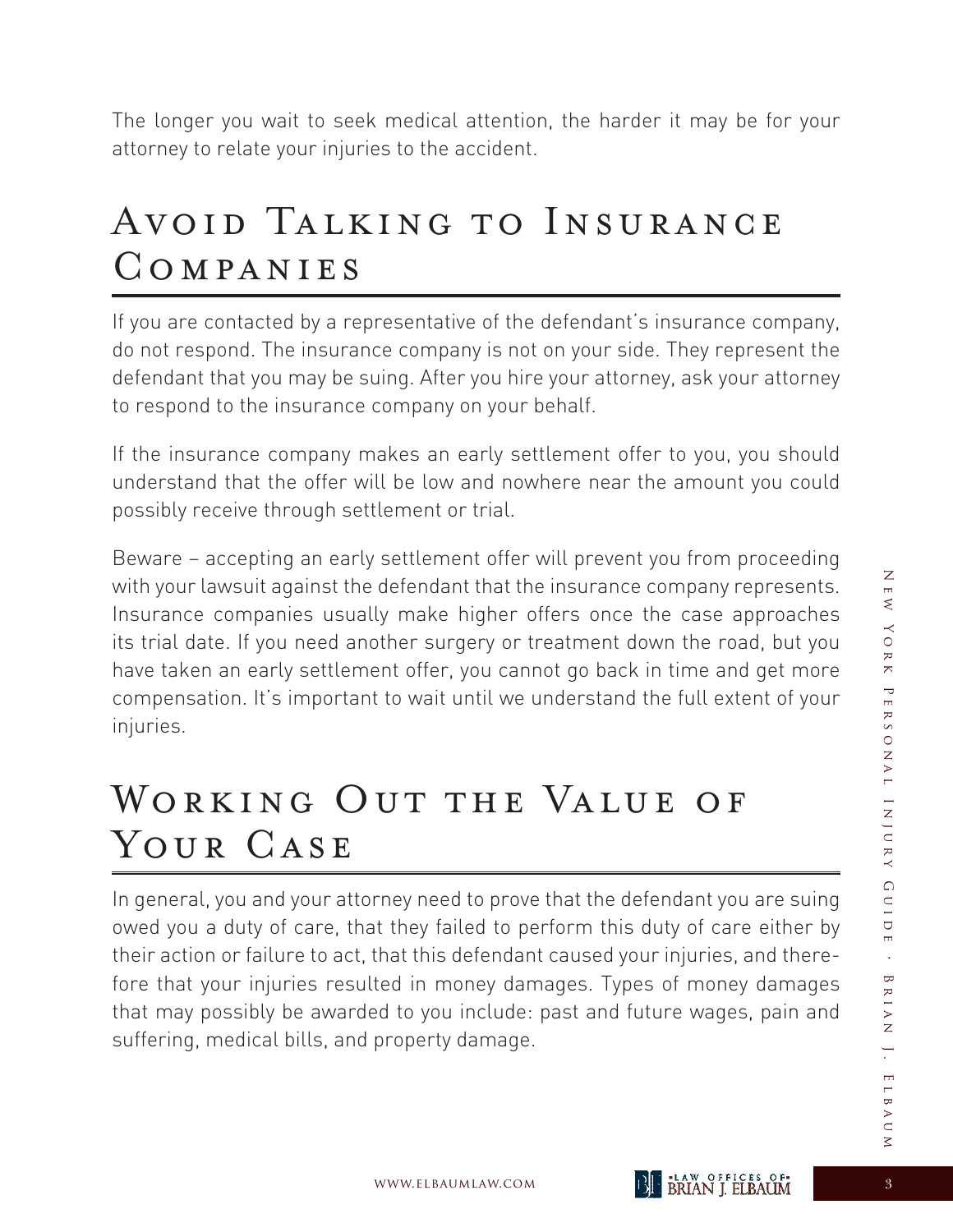The longer you wait to seek medical attention, the harder it may be for your attorney to relate your injuries to the accident.

## Avoid Talking to Insurance Companies

If you are contacted by a representative of the defendant's insurance company, do not respond. The insurance company is not on your side. They represent the defendant that you may be suing. After you hire your attorney, ask your attorney to respond to the insurance company on your behalf.

If the insurance company makes an early settlement offer to you, you should understand that the offer will be low and nowhere near the amount you could possibly receive through settlement or trial.

Beware – accepting an early settlement offer will prevent you from proceeding with your lawsuit against the defendant that the insurance company represents. Insurance companies usually make higher offers once the case approaches its trial date. If you need another surgery or treatment down the road, but you have taken an early settlement offer, you cannot go back in time and get more compensation. It's important to wait until we understand the full extent of your injuries.

## Working Out the Value of Your Case

In general, you and your attorney need to prove that the defendant you are suing owed you a duty of care, that they failed to perform this duty of care either by their action or failure to act, that this defendant caused your injuries, and therefore that your injuries resulted in money damages. Types of money damages that may possibly be awarded to you include: past and future wages, pain and suffering, medical bills, and property damage.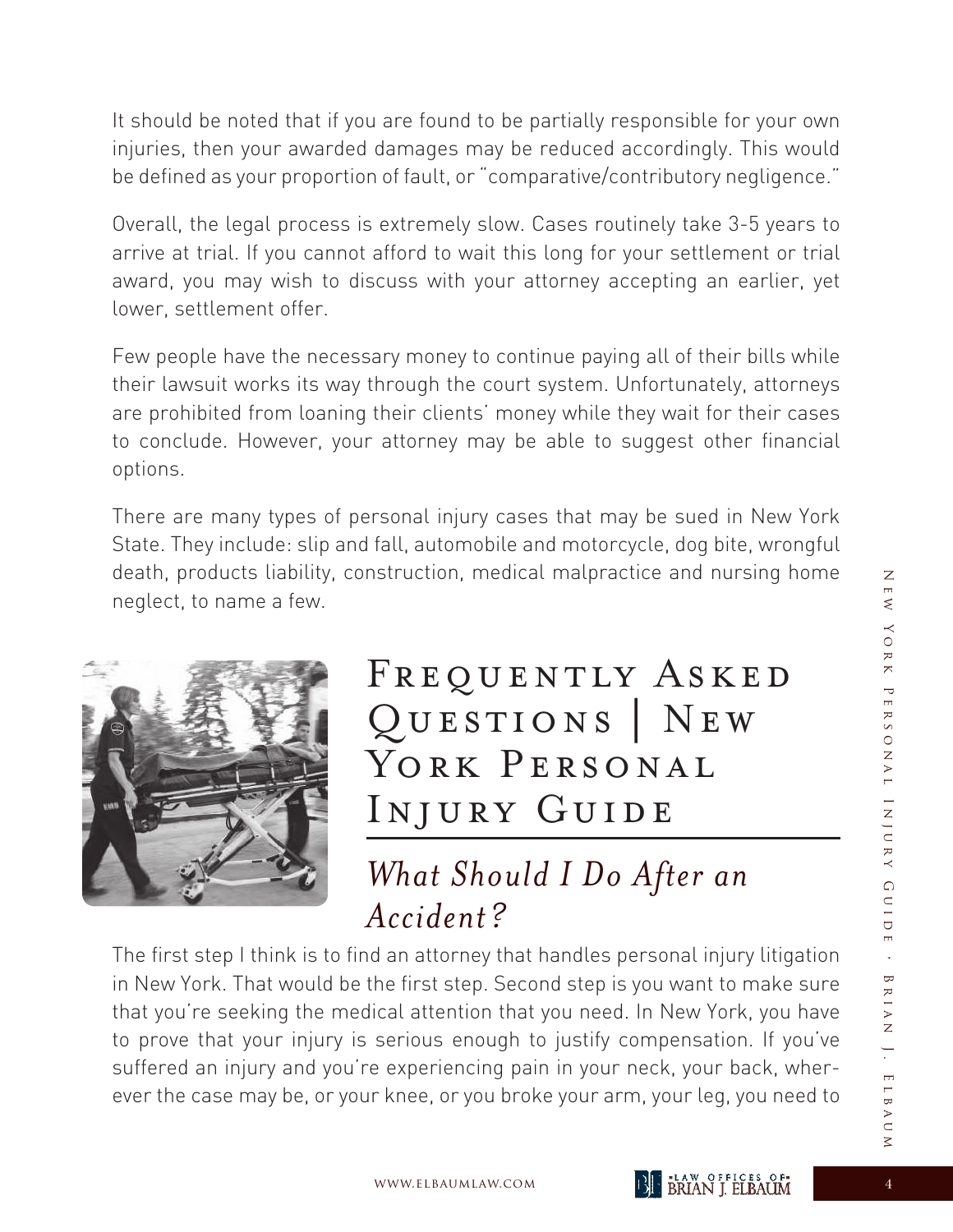It should be noted that if you are found to be partially responsible for your own injuries, then your awarded damages may be reduced accordingly. This would be defined as your proportion of fault, or "comparative/contributory negligence."

Overall, the legal process is extremely slow. Cases routinely take 3-5 years to arrive at trial. If you cannot afford to wait this long for your settlement or trial award, you may wish to discuss with your attorney accepting an earlier, yet lower, settlement offer.

Few people have the necessary money to continue paying all of their bills while their lawsuit works its way through the court system. Unfortunately, attorneys are prohibited from loaning their clients' money while they wait for their cases to conclude. However, your attorney may be able to suggest other financial options.

There are many types of personal injury cases that may be sued in New York State. They include: slip and fall, automobile and motorcycle, dog bite, wrongful death, products liability, construction, medical malpractice and nursing home neglect, to name a few.

# Frequently Asked Questions | New York Personal Injury Guide

## *What Should I Do After an Accident?*

The first step I think is to find an attorney that handles personal injury litigation in New York. That would be the first step. Second step is you want to make sure that you're seeking the medical attention that you need. In New York, you have to prove that your injury is serious enough to justify compensation. If you've suffered an injury and you're experiencing pain in your neck, your back, wherever the case may be, or your knee, or you broke your arm, your leg, you need to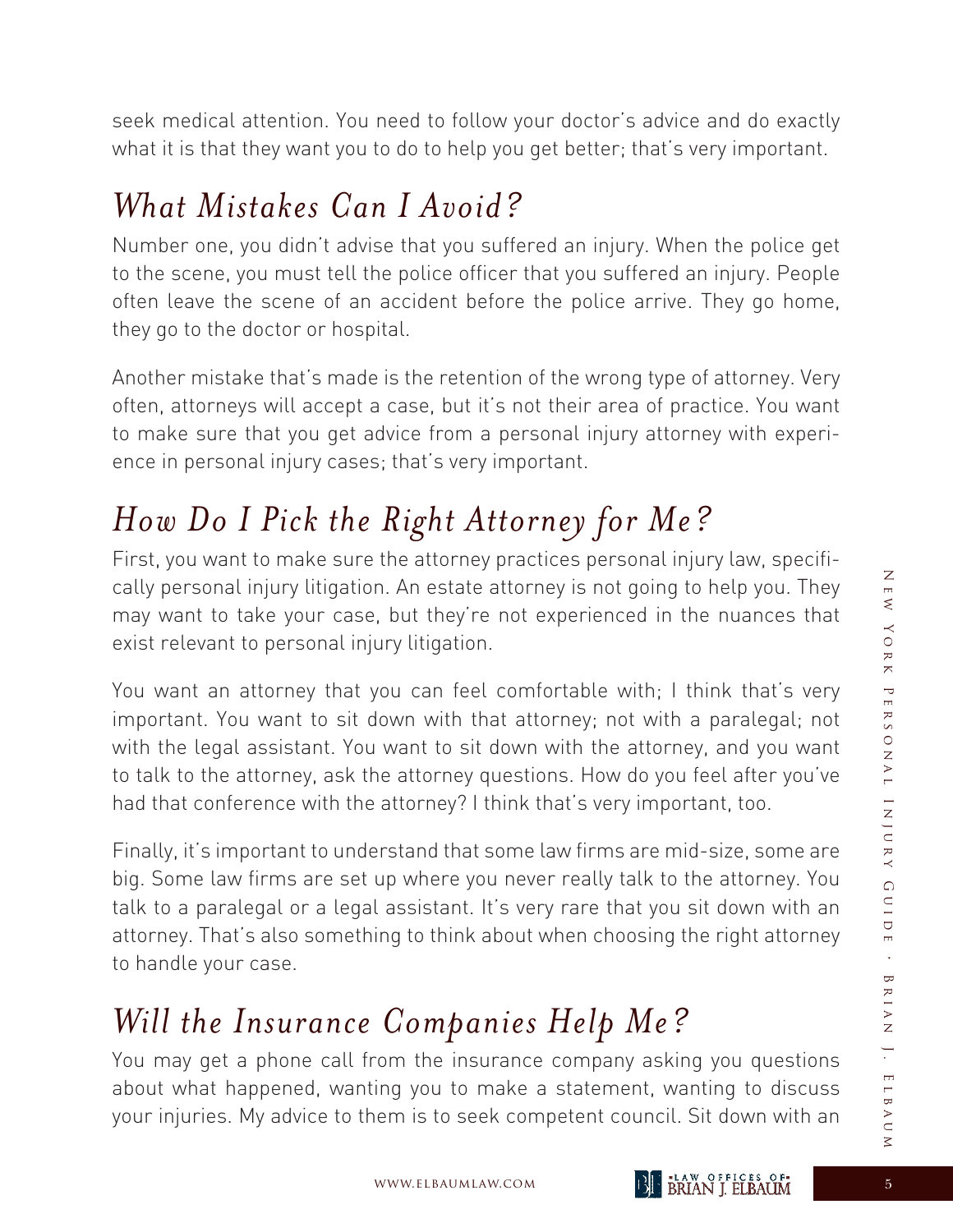seek medical attention. You need to follow your doctor's advice and do exactly what it is that they want you to do to help you get better; that's very important.

## *What Mistakes Can I Avoid?*

Number one, you didn't advise that you suffered an injury. When the police get to the scene, you must tell the police officer that you suffered an injury. People often leave the scene of an accident before the police arrive. They go home, they go to the doctor or hospital.

Another mistake that's made is the retention of the wrong type of attorney. Very often, attorneys will accept a case, but it's not their area of practice. You want to make sure that you get advice from a personal injury attorney with experience in personal injury cases; that's very important.

## *How Do I Pick the Right Attorney for Me?*

First, you want to make sure the attorney practices personal injury law, specifically personal injury litigation. An estate attorney is not going to help you. They may want to take your case, but they're not experienced in the nuances that exist relevant to personal injury litigation.

You want an attorney that you can feel comfortable with; I think that's very important. You want to sit down with that attorney; not with a paralegal; not with the legal assistant. You want to sit down with the attorney, and you want to talk to the attorney, ask the attorney questions. How do you feel after you've had that conference with the attorney? I think that's very important, too.

Finally, it's important to understand that some law firms are mid-size, some are big. Some law firms are set up where you never really talk to the attorney. You talk to a paralegal or a legal assistant. It's very rare that you sit down with an attorney. That's also something to think about when choosing the right attorney to handle your case.

## *Will the Insurance Companies Help Me?*

You may get a phone call from the insurance company asking you questions about what happened, wanting you to make a statement, wanting to discuss your injuries. My advice to them is to seek competent council. Sit down with an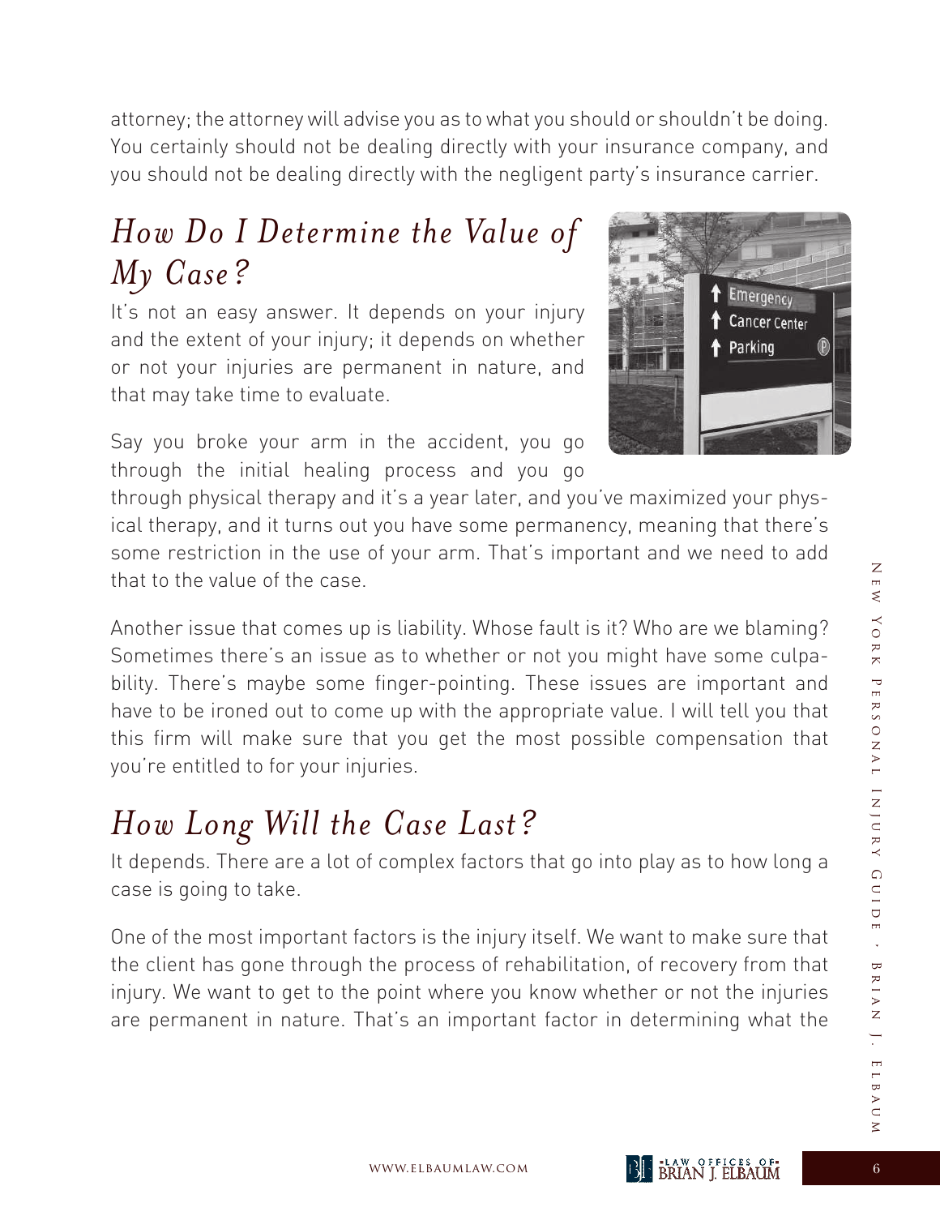attorney; the attorney will advise you as to what you should or shouldn't be doing. You certainly should not be dealing directly with your insurance company, and you should not be dealing directly with the negligent party's insurance carrier.

## *How Do I Determine the Value of My Case?*

It's not an easy answer. It depends on your injury and the extent of your injury; it depends on whether or not your injuries are permanent in nature, and that may take time to evaluate.

Say you broke your arm in the accident, you go through the initial healing process and you go through physical therapy and it's a year later, and you've maximized your physical therapy, and it turns out you have some permanency, meaning that there's some restriction in the use of your arm. That's important and we need to add that to the value of the case.

Another issue that comes up is liability. Whose fault is it? Who are we blaming? Sometimes there's an issue as to whether or not you might have some culpability. There's maybe some finger-pointing. These issues are important and have to be ironed out to come up with the appropriate value. I will tell you that this firm will make sure that you get the most possible compensation that you're entitled to for your injuries.

## *How Long Will the Case Last?*

It depends. There are a lot of complex factors that go into play as to how long a case is going to take.

One of the most important factors is the injury itself. We want to make sure that the client has gone through the process of rehabilitation, of recovery from that injury. We want to get to the point where you know whether or not the injuries are permanent in nature. That's an important factor in determining what the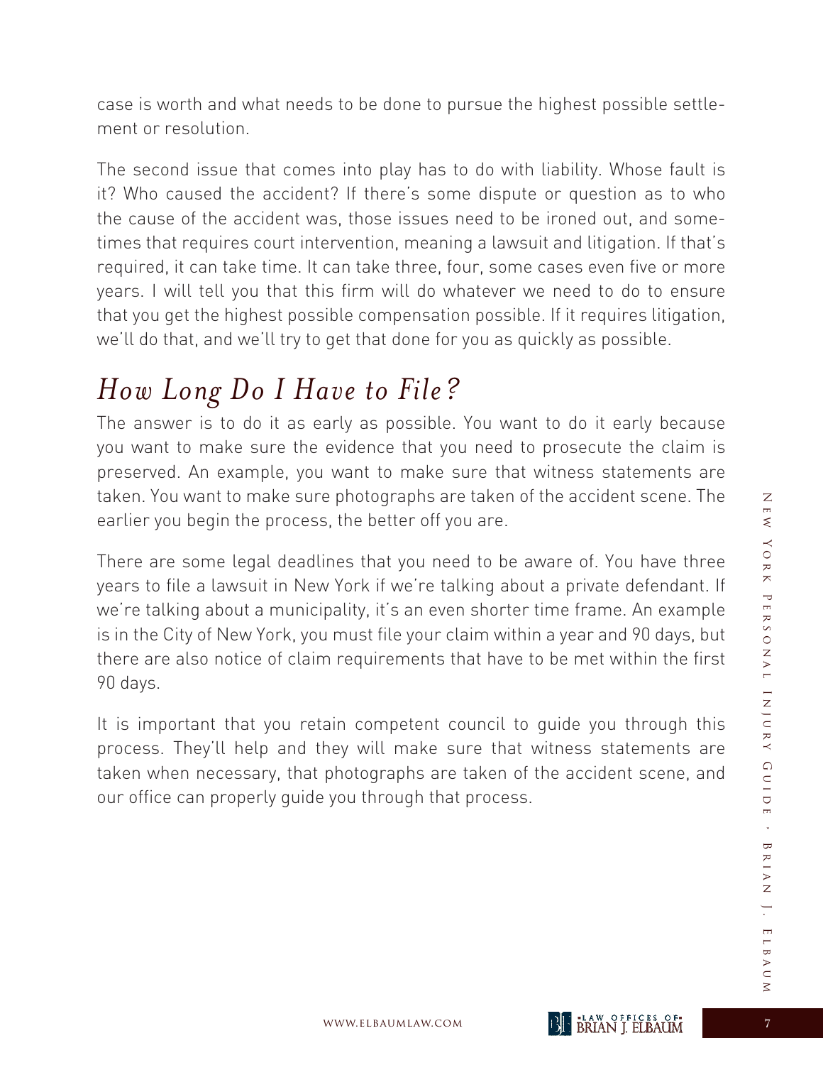case is worth and what needs to be done to pursue the highest possible settlement or resolution.

The second issue that comes into play has to do with liability. Whose fault is it? Who caused the accident? If there's some dispute or question as to who the cause of the accident was, those issues need to be ironed out, and sometimes that requires court intervention, meaning a lawsuit and litigation. If that's required, it can take time. It can take three, four, some cases even five or more years. I will tell you that this firm will do whatever we need to do to ensure that you get the highest possible compensation possible. If it requires litigation, we'll do that, and we'll try to get that done for you as quickly as possible.

## *How Long Do I Have to File?*

The answer is to do it as early as possible. You want to do it early because you want to make sure the evidence that you need to prosecute the claim is preserved. An example, you want to make sure that witness statements are taken. You want to make sure photographs are taken of the accident scene. The earlier you begin the process, the better off you are.

There are some legal deadlines that you need to be aware of. You have three years to file a lawsuit in New York if we're talking about a private defendant. If we're talking about a municipality, it's an even shorter time frame. An example is in the City of New York, you must file your claim within a year and 90 days, but there are also notice of claim requirements that have to be met within the first 90 days.

It is important that you retain competent council to guide you through this process. They'll help and they will make sure that witness statements are taken when necessary, that photographs are taken of the accident scene, and our office can properly guide you through that process.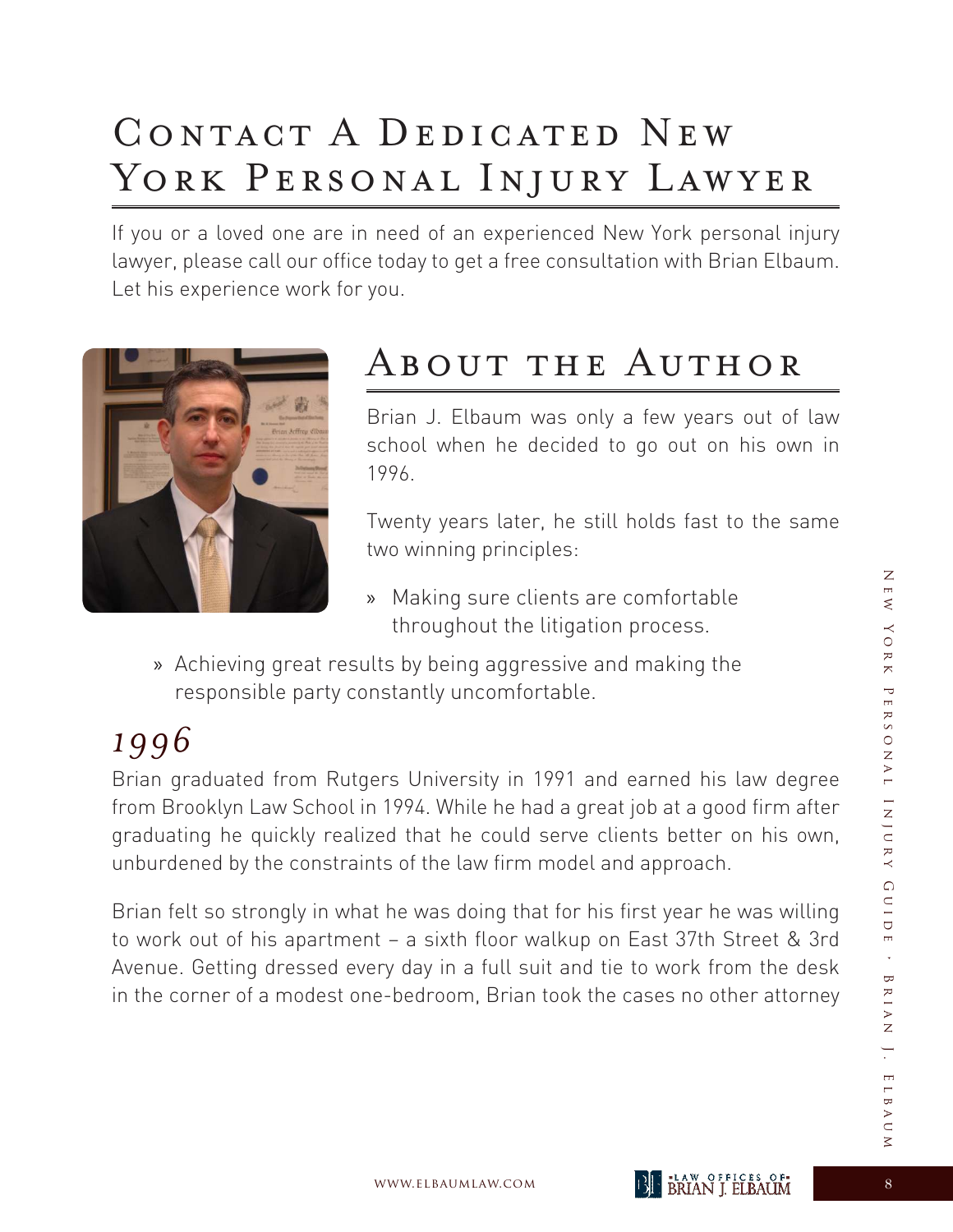# Contact A Dedicated New York Personal Injury Lawyer

If you or a loved one are in need of an experienced New York personal injury lawyer, please call our office today to get a free consultation with Brian Elbaum. Let his experience work for you.

# About the Author

Brian J. Elbaum was only a few years out of law school when he decided to go out on his own in 1996.

Twenty years later, he still holds fast to the same two winning principles:

- Making sure clients are comfortable throughout the litigation process.
- Achieving great results by being aggressive and making the responsible party constantly uncomfortable.

## *1996*

Brian graduated from Rutgers University in 1991 and earned his law degree from Brooklyn Law School in 1994. While he had a great job at a good firm after graduating he quickly realized that he could serve clients better on his own, unburdened by the constraints of the law firm model and approach.

Brian felt so strongly in what he was doing that for his first year he was willing to work out of his apartment – a sixth floor walkup on East 37th Street & 3rd Avenue. Getting dressed every day in a full suit and tie to work from the desk in the corner of a modest one-bedroom, Brian took the cases no other attorney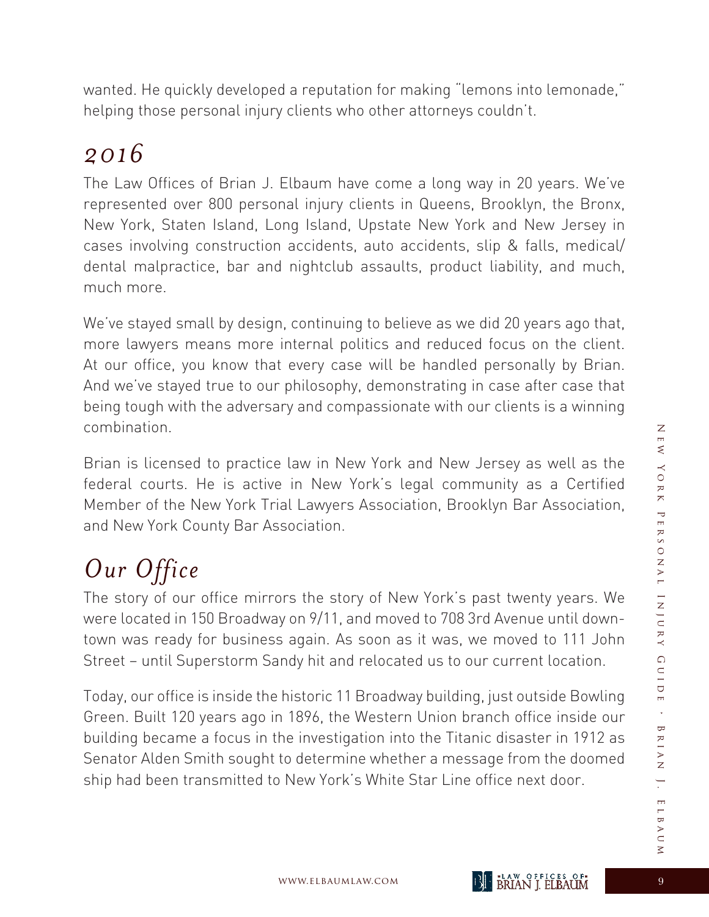wanted. He quickly developed a reputation for making "lemons into lemonade," helping those personal injury clients who other attorneys couldn't.

## *2016*

The Law Offices of Brian J. Elbaum have come a long way in 20 years. We've represented over 800 personal injury clients in Queens, Brooklyn, the Bronx, New York, Staten Island, Long Island, Upstate New York and New Jersey in cases involving construction accidents, auto accidents, slip & falls, medical/dental malpractice, bar and nightclub assaults, product liability, and much, much more.

We've stayed small by design, continuing to believe as we did 20 years ago that, more lawyers means more internal politics and reduced focus on the client. At our office, you know that every case will be handled personally by Brian. And we've stayed true to our philosophy, demonstrating in case after case that being tough with the adversary and compassionate with our clients is a winning combination.

Brian is licensed to practice law in New York and New Jersey as well as the federal courts. He is active in New York's legal community as a Certified Member of the New York Trial Lawyers Association, Brooklyn Bar Association, and New York County Bar Association.

## *Our Office*

The story of our office mirrors the story of New York's past twenty years. We were located in 150 Broadway on 9/11, and moved to 708 3rd Avenue until downtown was ready for business again. As soon as it was, we moved to 111 John Street – until Superstorm Sandy hit and relocated us to our current location.

Today, our office is inside the historic 11 Broadway building, just outside Bowling Green. Built 120 years ago in 1896, the Western Union branch office inside our building became a focus in the investigation into the Titanic disaster in 1912 as Senator Alden Smith sought to determine whether a message from the doomed ship had been transmitted to New York's White Star Line office next door.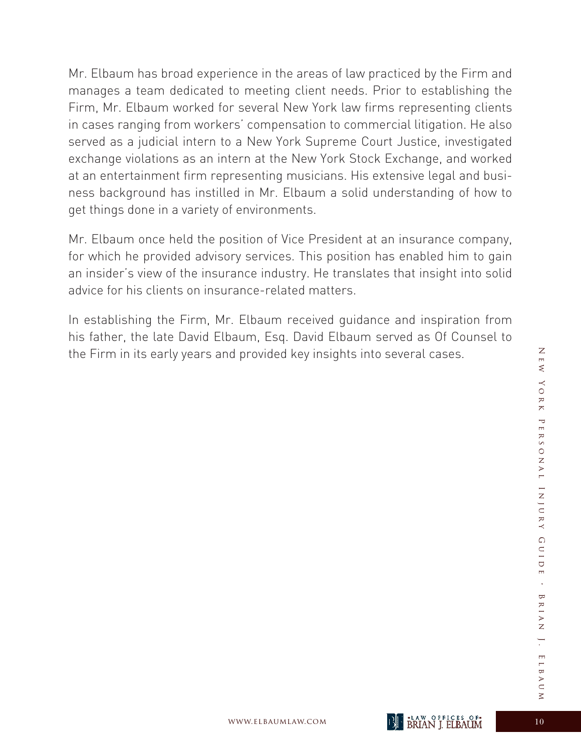Mr. Elbaum has broad experience in the areas of law practiced by the Firm and manages a team dedicated to meeting client needs. Prior to establishing the Firm, Mr. Elbaum worked for several New York law firms representing clients in cases ranging from workers' compensation to commercial litigation. He also served as a judicial intern to a New York Supreme Court Justice, investigated exchange violations as an intern at the New York Stock Exchange, and worked at an entertainment firm representing musicians. His extensive legal and business background has instilled in Mr. Elbaum a solid understanding of how to get things done in a variety of environments.

Mr. Elbaum once held the position of Vice President at an insurance company, for which he provided advisory services. This position has enabled him to gain an insider's view of the insurance industry. He translates that insight into solid advice for his clients on insurance-related matters.

In establishing the Firm, Mr. Elbaum received guidance and inspiration from his father, the late David Elbaum, Esq. David Elbaum served as Of Counsel to the Firm in its early years and provided key insights into several cases.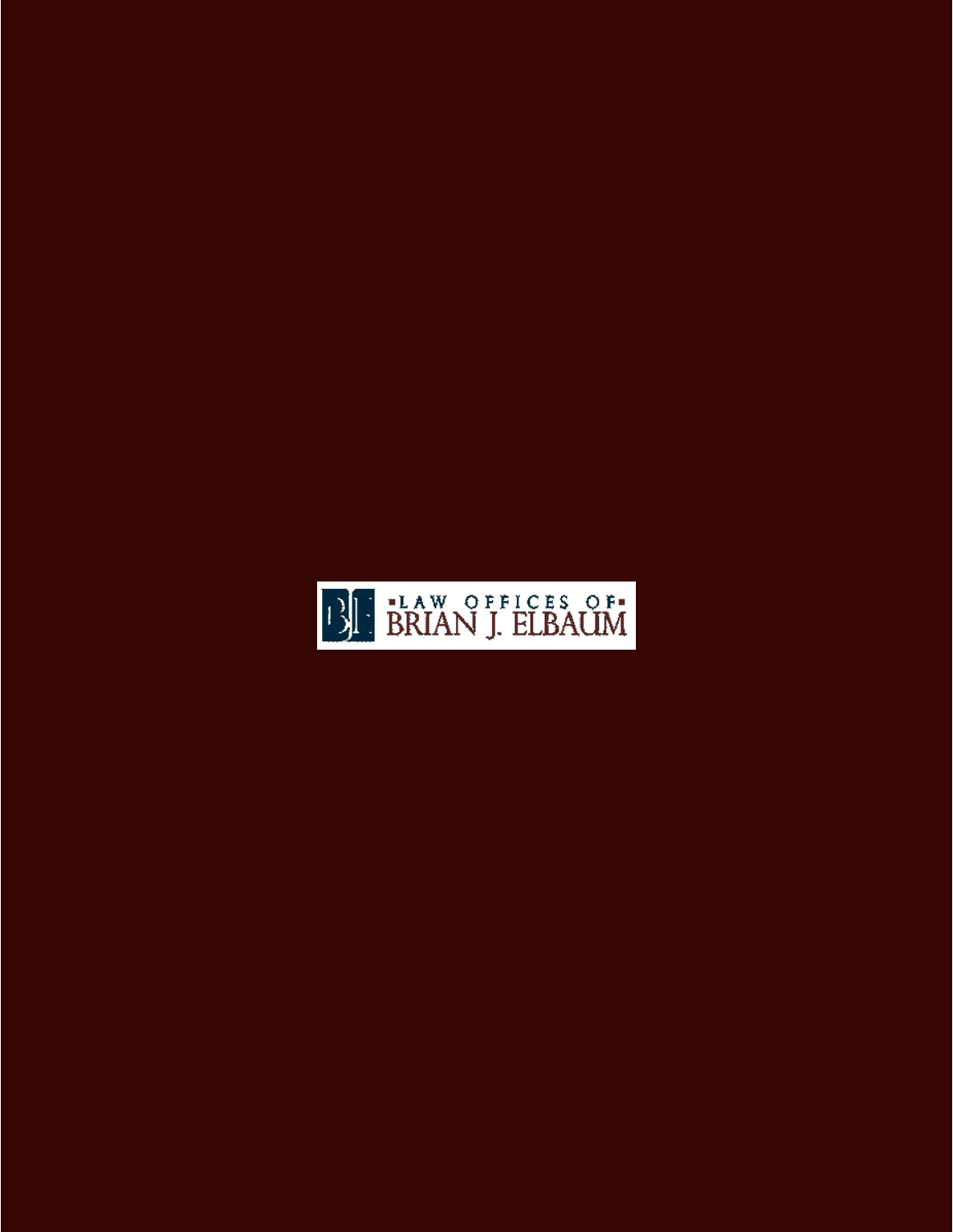LAW OFFICES OF

BRIAN J. ELBAUM